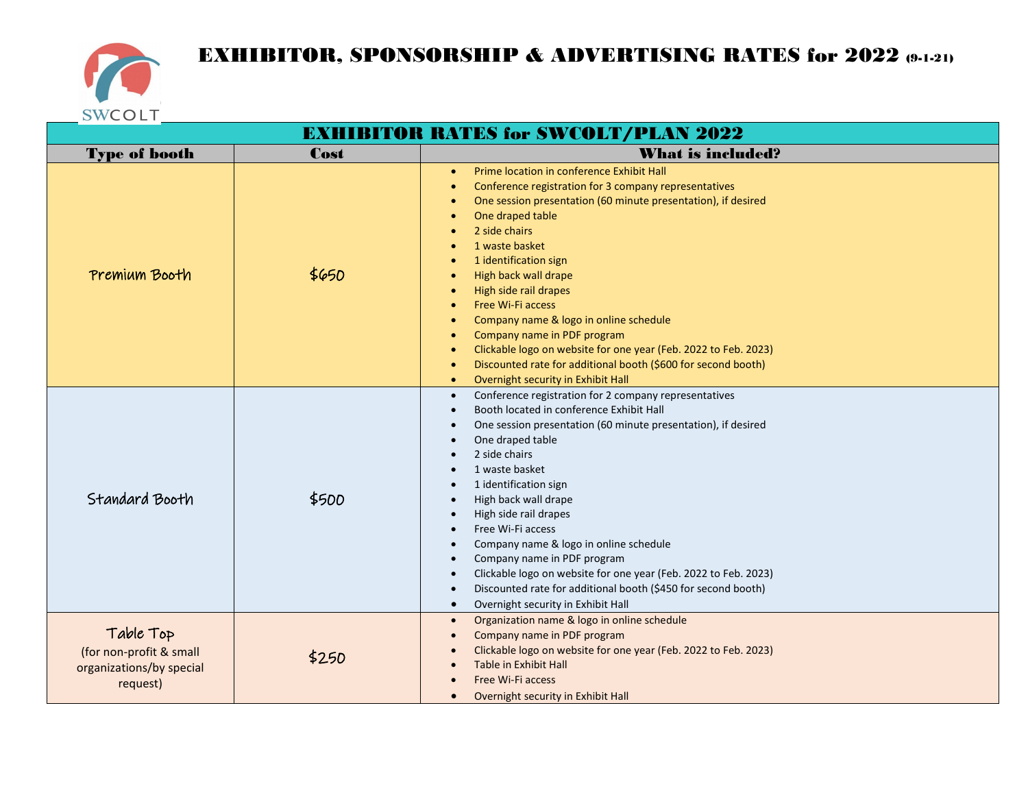# EXHIBITOR, SPONSORSHIP & ADVERTISING RATES for 2022 (9-1-21)

SWCOLT

| EXHIBITOR RATES for SWCOLT/PLAN 2022 | | |
|---|---|---|
| **Type of booth** | **Cost** | **What is included?** |
| Premium Booth | $650 | • Prime location in conference Exhibit Hall<br>• Conference registration for 3 company representatives<br>• One session presentation (60 minute presentation), if desired<br>• One draped table<br>• 2 side chairs<br>• 1 waste basket<br>• 1 identification sign<br>• High back wall drape<br>• High side rail drapes<br>• Free Wi-Fi access<br>• Company name & logo in online schedule<br>• Company name in PDF program<br>• Clickable logo on website for one year (Feb. 2022 to Feb. 2023)<br>• Discounted rate for additional booth ($600 for second booth)<br>• Overnight security in Exhibit Hall |
| Standard Booth | $500 | • Conference registration for 2 company representatives<br>• Booth located in conference Exhibit Hall<br>• One session presentation (60 minute presentation), if desired<br>• One draped table<br>• 2 side chairs<br>• 1 waste basket<br>• 1 identification sign<br>• High back wall drape<br>• High side rail drapes<br>• Free Wi-Fi access<br>• Company name & logo in online schedule<br>• Company name in PDF program<br>• Clickable logo on website for one year (Feb. 2022 to Feb. 2023)<br>• Discounted rate for additional booth ($450 for second booth)<br>• Overnight security in Exhibit Hall |
| Table Top<br>(for non-profit & small organizations/by special request) | $250 | • Organization name & logo in online schedule<br>• Company name in PDF program<br>• Clickable logo on website for one year (Feb. 2022 to Feb. 2023)<br>• Table in Exhibit Hall<br>• Free Wi-Fi access<br>• Overnight security in Exhibit Hall |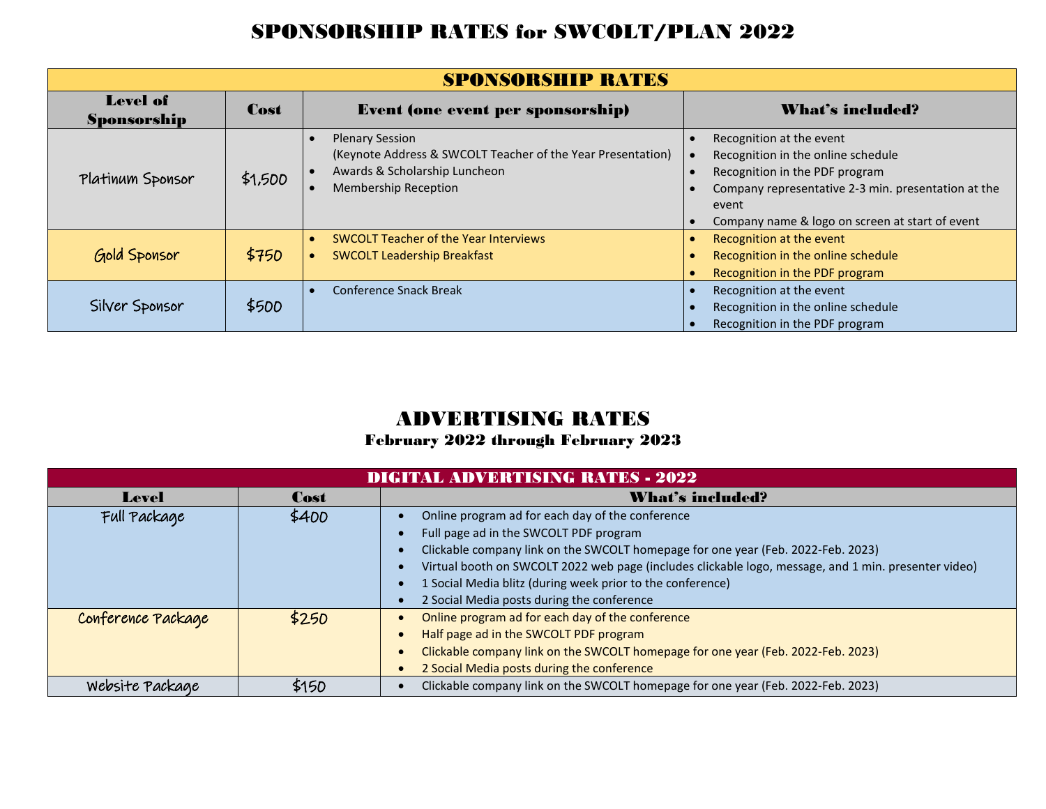# SPONSORSHIP RATES for SWCOLT/PLAN 2022

| SPONSORSHIP RATES | | | |
|---|---|---|---|
| **Level of Sponsorship** | **Cost** | **Event (one event per sponsorship)** | **What's included?** |
| Platinum Sponsor | $1,500 | • Plenary Session (Keynote Address & SWCOLT Teacher of the Year Presentation)<br>• Awards & Scholarship Luncheon<br>• Membership Reception | • Recognition at the event<br>• Recognition in the online schedule<br>• Recognition in the PDF program<br>• Company representative 2-3 min. presentation at the event<br>• Company name & logo on screen at start of event |
| Gold Sponsor | $750 | • SWCOLT Teacher of the Year Interviews<br>• SWCOLT Leadership Breakfast | • Recognition at the event<br>• Recognition in the online schedule<br>• Recognition in the PDF program |
| Silver Sponsor | $500 | • Conference Snack Break | • Recognition at the event<br>• Recognition in the online schedule<br>• Recognition in the PDF program |

# ADVERTISING RATES

## February 2022 through February 2023

| DIGITAL ADVERTISING RATES - 2022 | | |
|---|---|---|
| **Level** | **Cost** | **What's included?** |
| Full Package | $400 | • Online program ad for each day of the conference<br>• Full page ad in the SWCOLT PDF program<br>• Clickable company link on the SWCOLT homepage for one year (Feb. 2022-Feb. 2023)<br>• Virtual booth on SWCOLT 2022 web page (includes clickable logo, message, and 1 min. presenter video)<br>• 1 Social Media blitz (during week prior to the conference)<br>• 2 Social Media posts during the conference |
| Conference Package | $250 | • Online program ad for each day of the conference<br>• Half page ad in the SWCOLT PDF program<br>• Clickable company link on the SWCOLT homepage for one year (Feb. 2022-Feb. 2023)<br>• 2 Social Media posts during the conference |
| Website Package | $150 | • Clickable company link on the SWCOLT homepage for one year (Feb. 2022-Feb. 2023) |